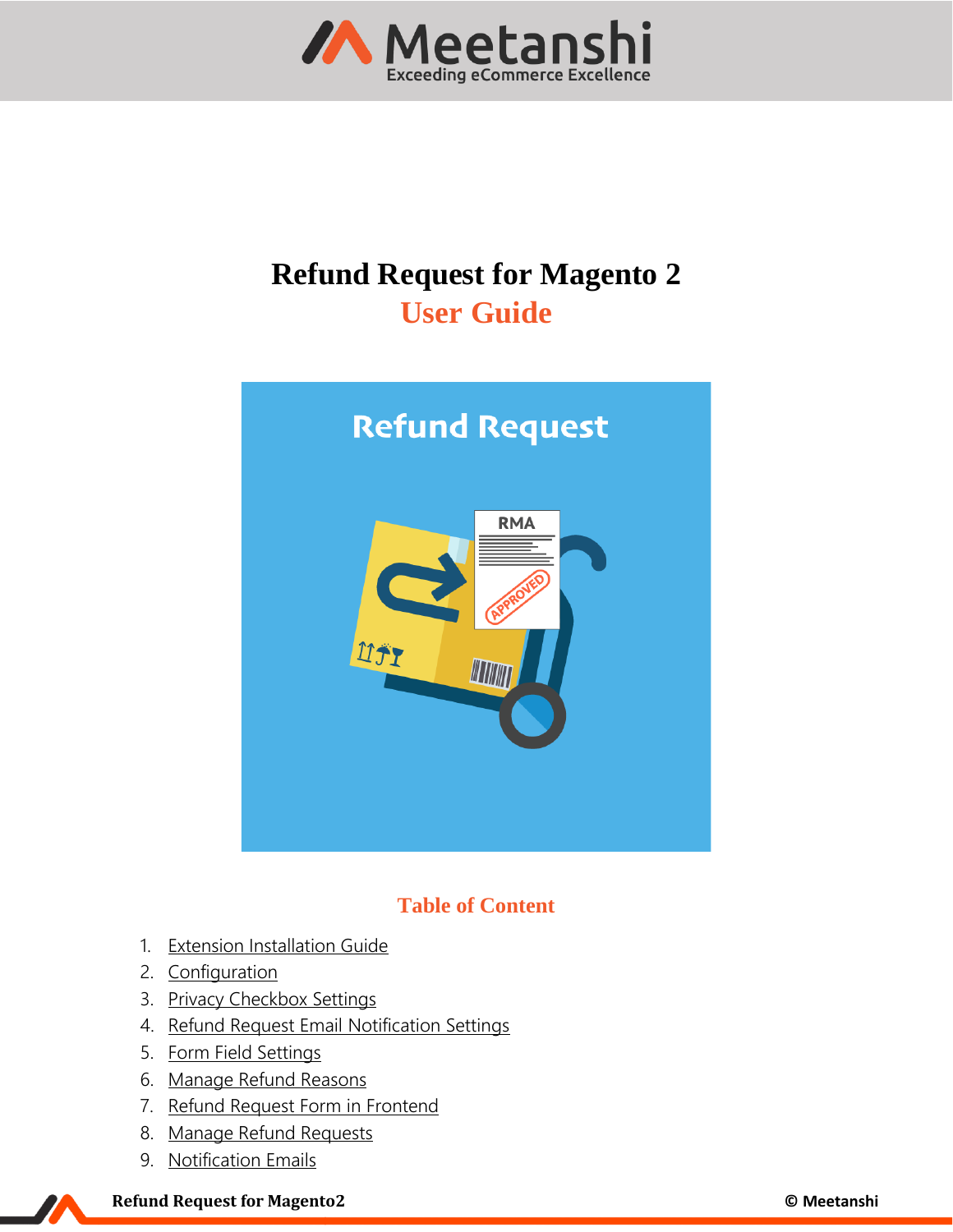# Refund Request for Magento 2

## User Guide

### Table of Content

1. Extension Installation Guide
2. Configuration
3. Privacy Checkbox Settings
4. Refund Request Email Notification Settings
5. Form Field Settings
6. Manage Refund Reasons
7. Refund Request Form in Frontend
8. Manage Refund Requests
9. Notification Emails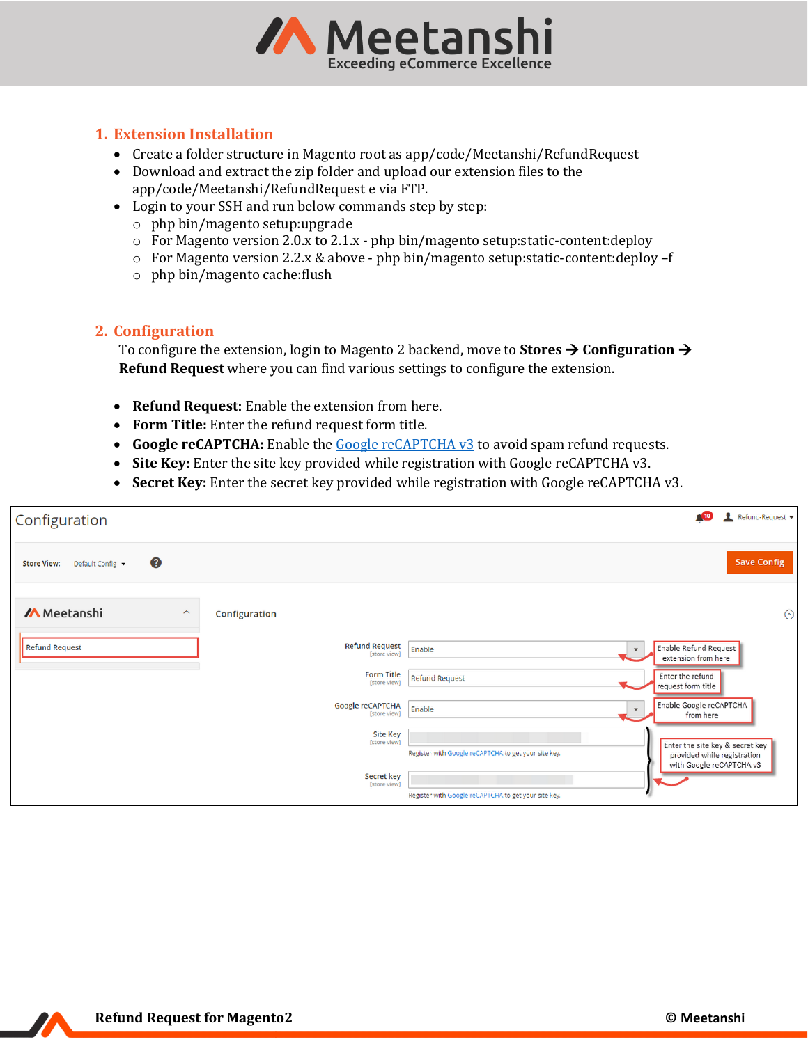## 1. Extension Installation

- Create a folder structure in Magento root as app/code/Meetanshi/RefundRequest
- Download and extract the zip folder and upload our extension files to the app/code/Meetanshi/RefundRequest e via FTP.
- Login to your SSH and run below commands step by step:
  - php bin/magento setup:upgrade
  - For Magento version 2.0.x to 2.1.x - php bin/magento setup:static-content:deploy
  - For Magento version 2.2.x & above - php bin/magento setup:static-content:deploy –f
  - php bin/magento cache:flush

## 2. Configuration

To configure the extension, login to Magento 2 backend, move to **Stores → Configuration → Refund Request** where you can find various settings to configure the extension.

- **Refund Request:** Enable the extension from here.
- **Form Title:** Enter the refund request form title.
- **Google reCAPTCHA:** Enable the Google reCAPTCHA v3 to avoid spam refund requests.
- **Site Key:** Enter the site key provided while registration with Google reCAPTCHA v3.
- **Secret Key:** Enter the secret key provided while registration with Google reCAPTCHA v3.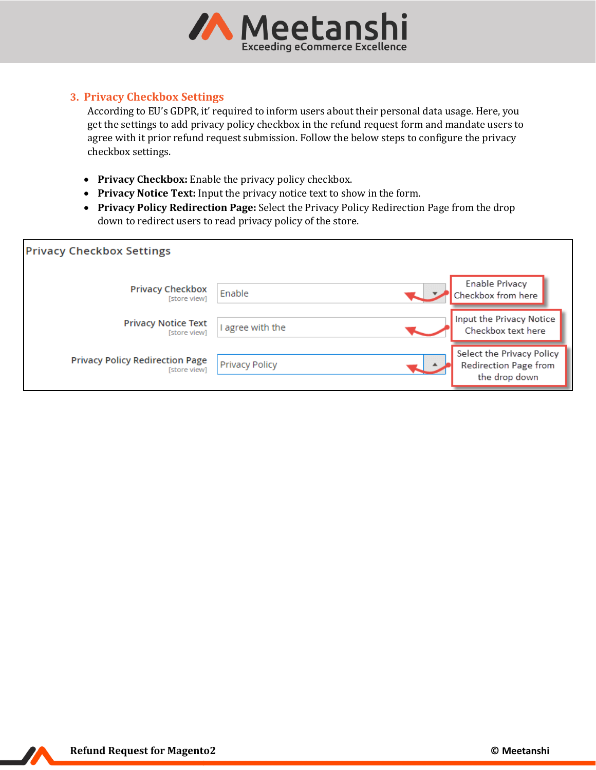## 3. Privacy Checkbox Settings

According to EU's GDPR, it' required to inform users about their personal data usage. Here, you get the settings to add privacy policy checkbox in the refund request form and mandate users to agree with it prior refund request submission. Follow the below steps to configure the privacy checkbox settings.

- **Privacy Checkbox:** Enable the privacy policy checkbox.
- **Privacy Notice Text:** Input the privacy notice text to show in the form.
- **Privacy Policy Redirection Page:** Select the Privacy Policy Redirection Page from the drop down to redirect users to read privacy policy of the store.

Privacy Checkbox Settings

| Setting | Value | Note |
|---|---|---|
| Privacy Checkbox [store view] | Enable | Enable Privacy Checkbox from here |
| Privacy Notice Text [store view] | I agree with the | Input the Privacy Notice Checkbox text here |
| Privacy Policy Redirection Page [store view] | Privacy Policy | Select the Privacy Policy Redirection Page from the drop down |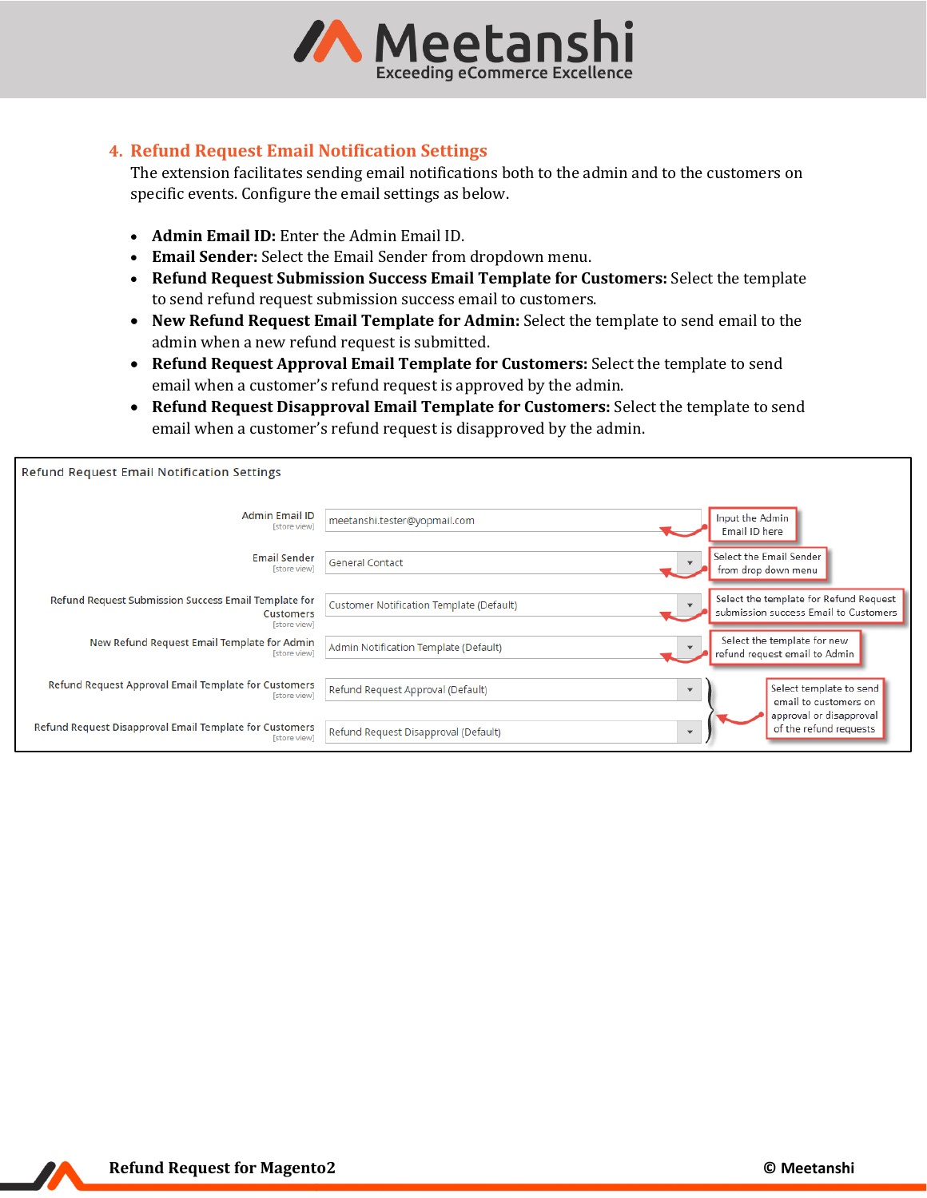## 4. Refund Request Email Notification Settings

The extension facilitates sending email notifications both to the admin and to the customers on specific events. Configure the email settings as below.

- **Admin Email ID:** Enter the Admin Email ID.
- **Email Sender:** Select the Email Sender from dropdown menu.
- **Refund Request Submission Success Email Template for Customers:** Select the template to send refund request submission success email to customers.
- **New Refund Request Email Template for Admin:** Select the template to send email to the admin when a new refund request is submitted.
- **Refund Request Approval Email Template for Customers:** Select the template to send email when a customer's refund request is approved by the admin.
- **Refund Request Disapproval Email Template for Customers:** Select the template to send email when a customer's refund request is disapproved by the admin.

Refund Request Email Notification Settings

| Setting | Value | Note |
|---|---|---|
| Admin Email ID [store view] | meetanshi.tester@yopmail.com | Input the Admin Email ID here |
| Email Sender [store view] | General Contact | Select the Email Sender from drop down menu |
| Refund Request Submission Success Email Template for Customers [store view] | Customer Notification Template (Default) | Select the template for Refund Request submission success Email to Customers |
| New Refund Request Email Template for Admin [store view] | Admin Notification Template (Default) | Select the template for new refund request email to Admin |
| Refund Request Approval Email Template for Customers [store view] | Refund Request Approval (Default) | Select template to send email to customers on approval or disapproval of the refund requests |
| Refund Request Disapproval Email Template for Customers [store view] | Refund Request Disapproval (Default) | |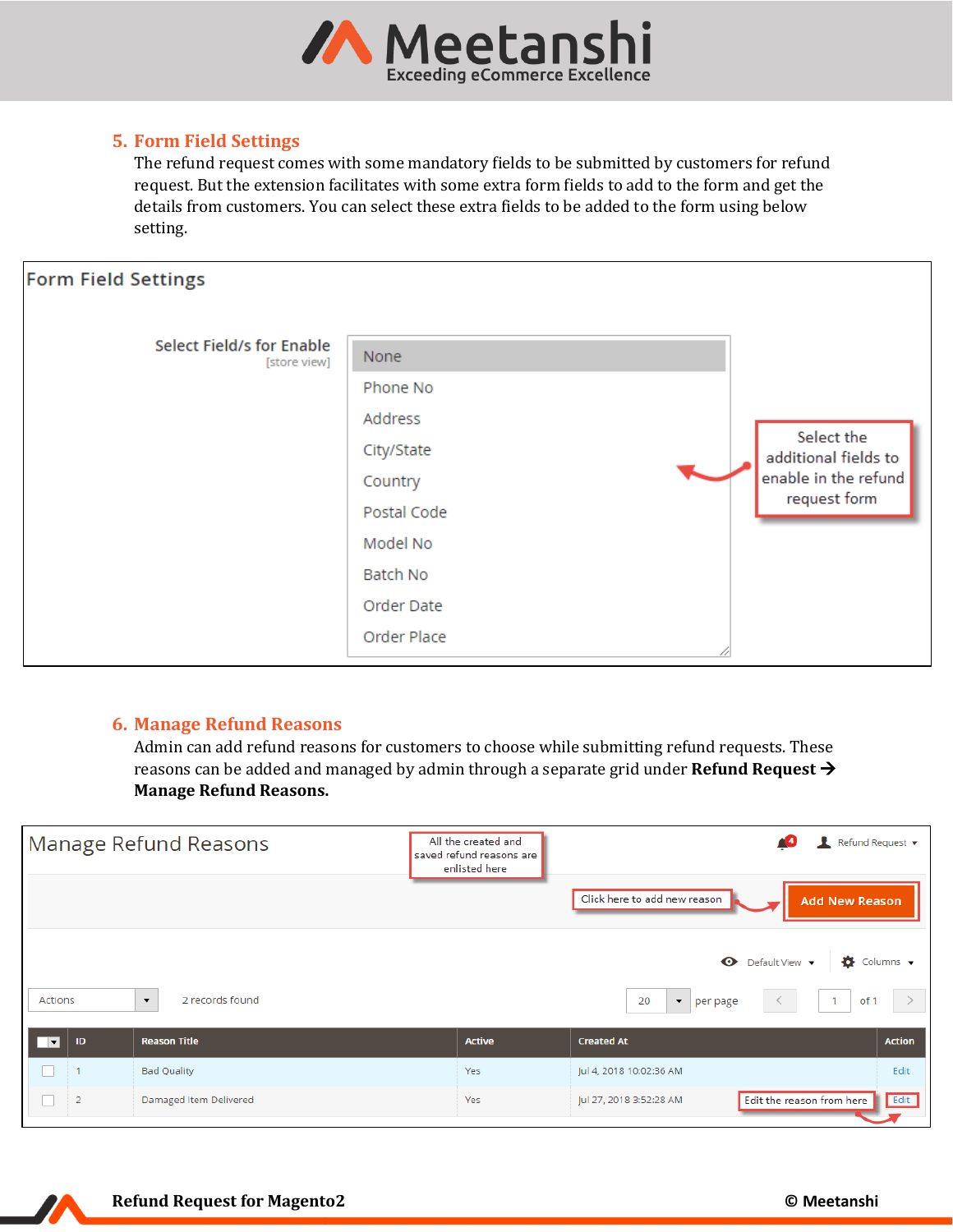## 5. Form Field Settings

The refund request comes with some mandatory fields to be submitted by customers for refund request. But the extension facilitates with some extra form fields to add to the form and get the details from customers. You can select these extra fields to be added to the form using below setting.

Form Field Settings

Select Field/s for Enable
[store view]

- None
- Phone No
- Address
- City/State
- Country
- Postal Code
- Model No
- Batch No
- Order Date
- Order Place

Select the additional fields to enable in the refund request form

## 6. Manage Refund Reasons

Admin can add refund reasons for customers to choose while submitting refund requests. These reasons can be added and managed by admin through a separate grid under **Refund Request → Manage Refund Reasons.**

Manage Refund Reasons

All the created and saved refund reasons are enlisted here

Refund Request

Click here to add new reason

**Add New Reason**

Default View | Columns

Actions | 2 records found | 20 per page | 1 of 1

| ID | Reason Title | Active | Created At | Action |
|---|---|---|---|---|
| 1 | Bad Quality | Yes | Jul 4, 2018 10:02:36 AM | Edit |
| 2 | Damaged Item Delivered | Yes | Jul 27, 2018 3:52:28 AM | Edit |

Edit the reason from here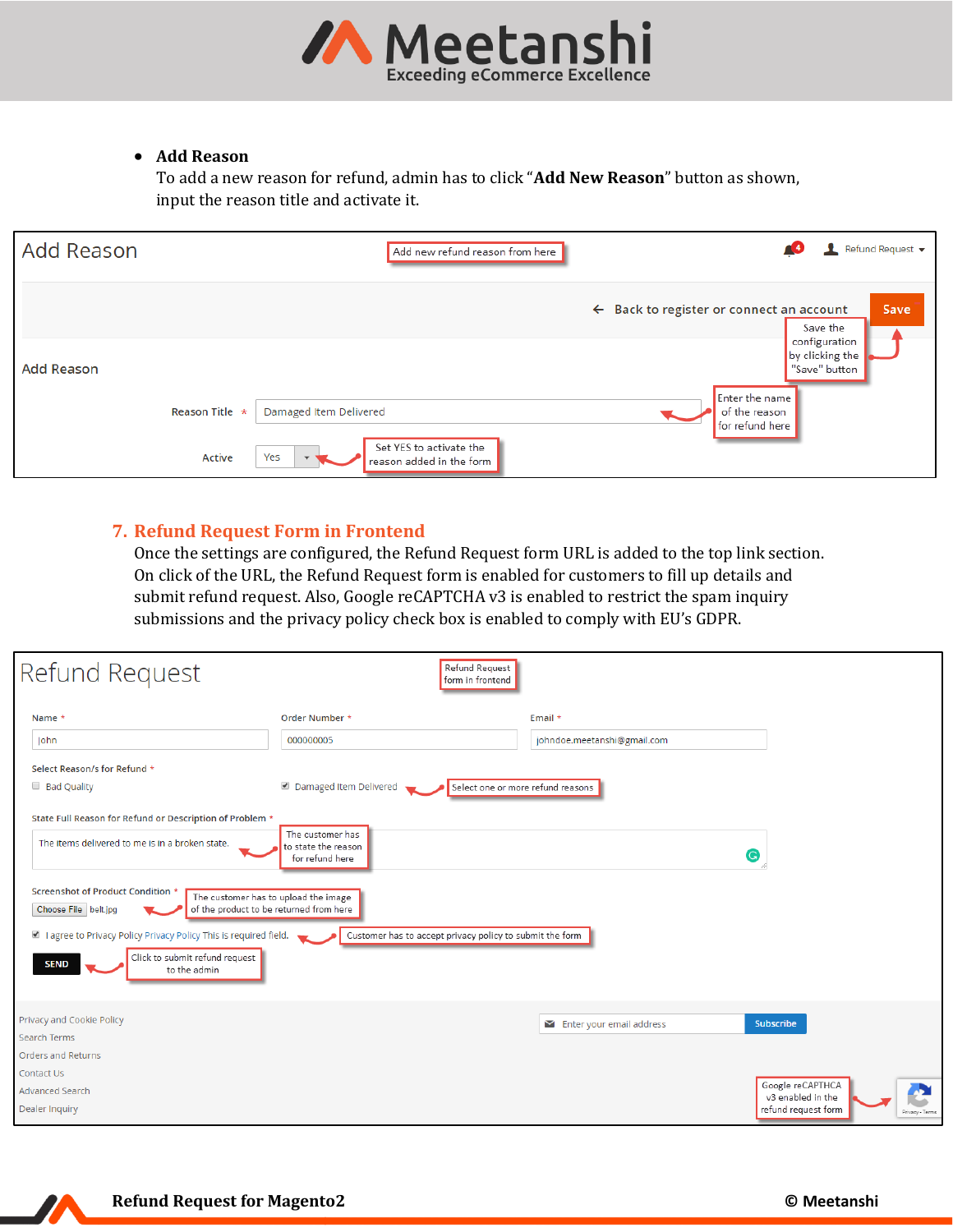- **Add Reason**
  To add a new reason for refund, admin has to click "**Add New Reason**" button as shown, input the reason title and activate it.

Add Reason

Add new refund reason from here

Refund Request

← Back to register or connect an account

Save

Save the configuration by clicking the "Save" button

Add Reason

Reason Title * Damaged Item Delivered

Enter the name of the reason for refund here

Active Yes

Set YES to activate the reason added in the form

## 7. Refund Request Form in Frontend

Once the settings are configured, the Refund Request form URL is added to the top link section. On click of the URL, the Refund Request form is enabled for customers to fill up details and submit refund request. Also, Google reCAPTCHA v3 is enabled to restrict the spam inquiry submissions and the privacy policy check box is enabled to comply with EU's GDPR.

Refund Request

Refund Request form in frontend

Name * John

Order Number * 000000005

Email * johndoe.meetanshi@gmail.com

Select Reason/s for Refund *

Bad Quality

Damaged Item Delivered

Select one or more refund reasons

State Full Reason for Refund or Description of Problem *

The items delivered to me is in a broken state.

The customer has to state the reason for refund here

Screenshot of Product Condition *

Choose File belt.jpg

The customer has to upload the image of the product to be returned from here

I agree to Privacy Policy Privacy Policy This is required field.

Customer has to accept privacy policy to submit the form

SEND

Click to submit refund request to the admin

Privacy and Cookie Policy

Search Terms

Orders and Returns

Contact Us

Advanced Search

Dealer Inquiry

Enter your email address Subscribe

Google reCAPTCHA v3 enabled in the refund request form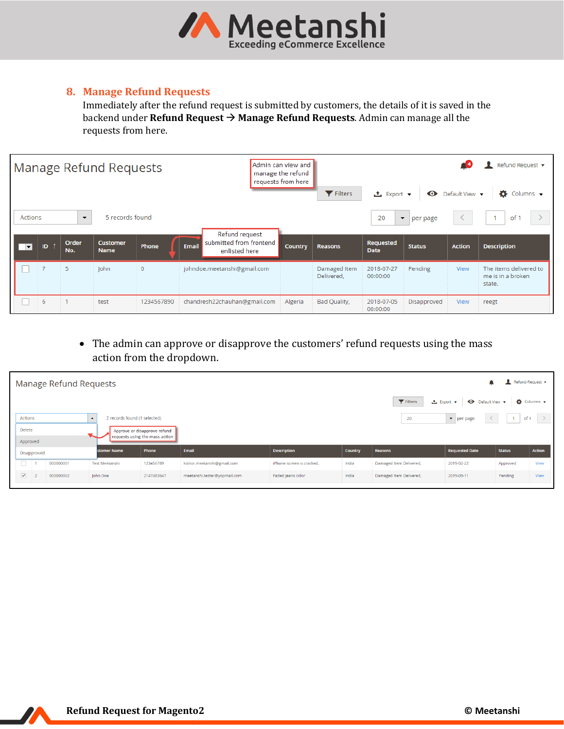## 8. Manage Refund Requests

Immediately after the refund request is submitted by customers, the details of it is saved in the backend under **Refund Request → Manage Refund Requests**. Admin can manage all the requests from here.

- The admin can approve or disapprove the customers' refund requests using the mass action from the dropdown.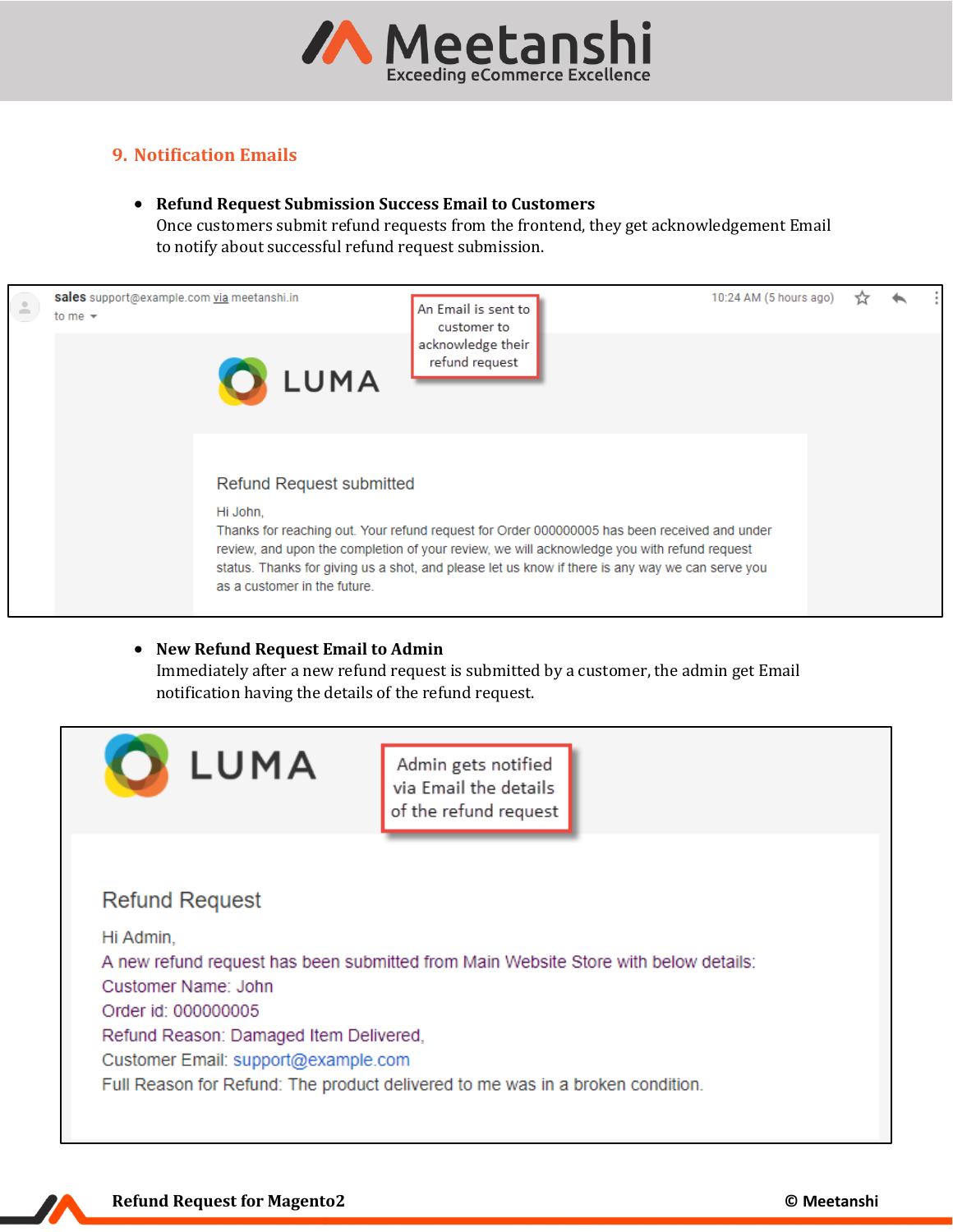## 9. Notification Emails

- **Refund Request Submission Success Email to Customers**
  Once customers submit refund requests from the frontend, they get acknowledgement Email to notify about successful refund request submission.

sales support@example.com via meetanshi.in
to me

10:24 AM (5 hours ago)

An Email is sent to customer to acknowledge their refund request

LUMA

Refund Request submitted

Hi John,
Thanks for reaching out. Your refund request for Order 000000005 has been received and under review, and upon the completion of your review, we will acknowledge you with refund request status. Thanks for giving us a shot, and please let us know if there is any way we can serve you as a customer in the future.

- **New Refund Request Email to Admin**
  Immediately after a new refund request is submitted by a customer, the admin get Email notification having the details of the refund request.

LUMA

Admin gets notified via Email the details of the refund request

Refund Request

Hi Admin,
A new refund request has been submitted from Main Website Store with below details:
Customer Name: John
Order id: 000000005
Refund Reason: Damaged Item Delivered,
Customer Email: support@example.com
Full Reason for Refund: The product delivered to me was in a broken condition.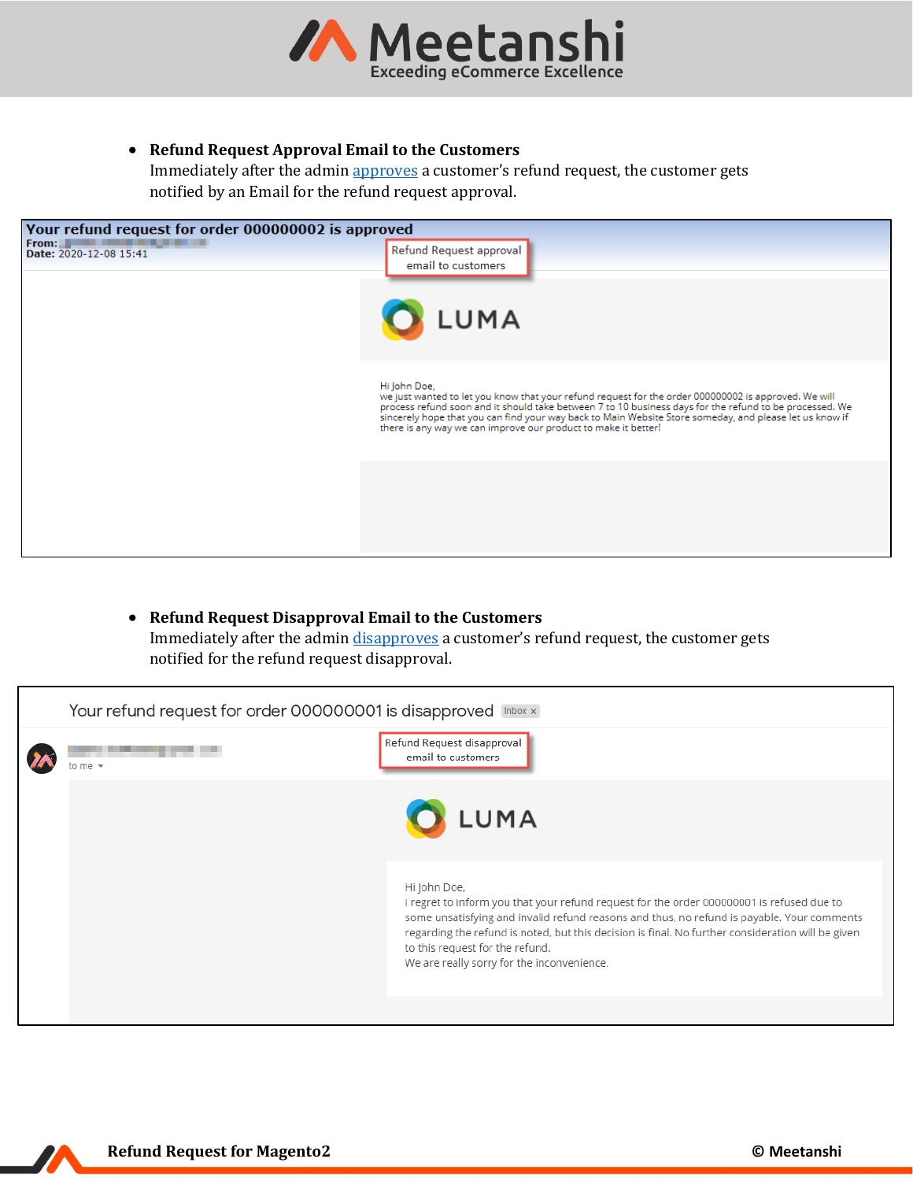- **Refund Request Approval Email to the Customers**
  Immediately after the admin approves a customer's refund request, the customer gets notified by an Email for the refund request approval.

**Your refund request for order 000000002 is approved**
**From:**
**Date:** 2020-12-08 15:41

Refund Request approval email to customers

LUMA

Hi John Doe,
we just wanted to let you know that your refund request for the order 000000002 is approved. We will process refund soon and it should take between 7 to 10 business days for the refund to be processed. We sincerely hope that you can find your way back to Main Website Store someday, and please let us know if there is any way we can improve our product to make it better!

- **Refund Request Disapproval Email to the Customers**
  Immediately after the admin disapproves a customer's refund request, the customer gets notified for the refund request disapproval.

Your refund request for order 000000001 is disapproved Inbox ×

to me

Refund Request disapproval email to customers

LUMA

Hi John Doe,
I regret to inform you that your refund request for the order 000000001 is refused due to some unsatisfying and invalid refund reasons and thus, no refund is payable. Your comments regarding the refund is noted, but this decision is final. No further consideration will be given to this request for the refund.
We are really sorry for the inconvenience.